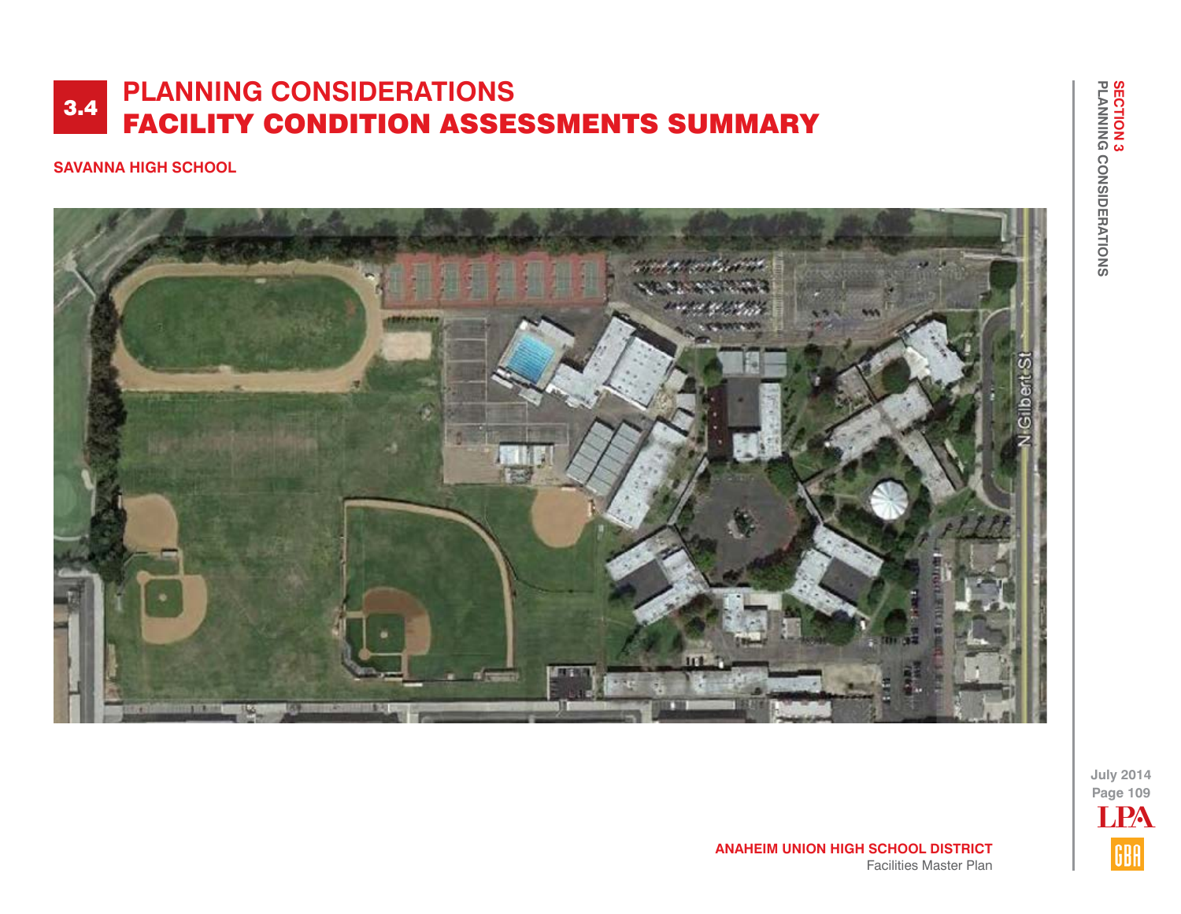# 3.4 PLANNING CONSIDERATIONS
# FACILITY CONDITION ASSESSMENTS SUMMARY

**SAVANNA HIGH SCHOOL**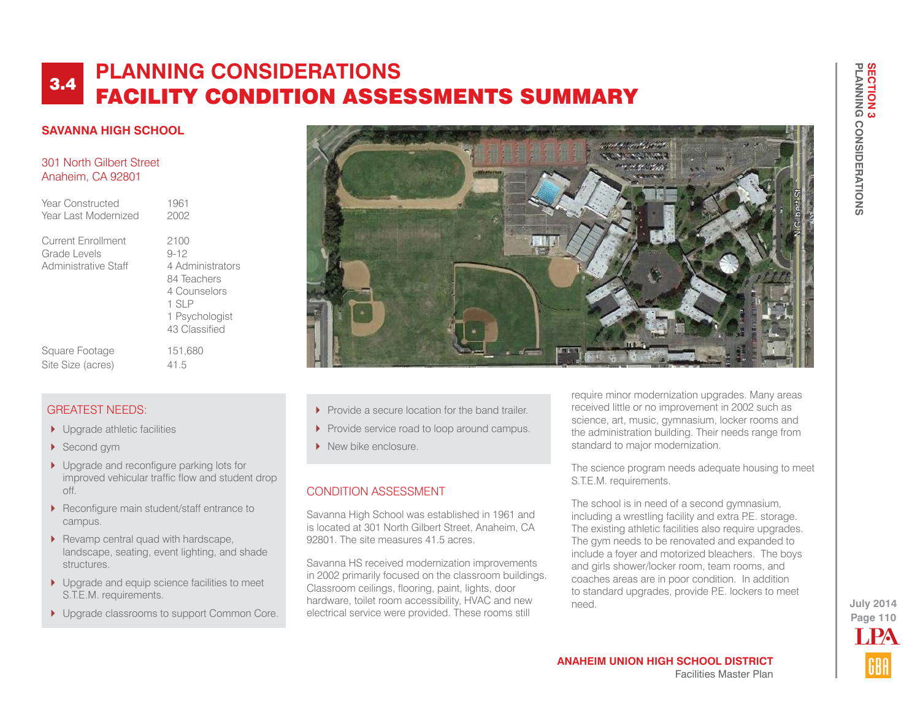# 3.4 PLANNING CONSIDERATIONS
# FACILITY CONDITION ASSESSMENTS SUMMARY

## SAVANNA HIGH SCHOOL

301 North Gilbert Street
Anaheim, CA 92801

| | |
|---|---|
| Year Constructed | 1961 |
| Year Last Modernized | 2002 |
| Current Enrollment | 2100 |
| Grade Levels | 9-12 |
| Administrative Staff | 4 Administrators<br>84 Teachers<br>4 Counselors<br>1 SLP<br>1 Psychologist<br>43 Classified |
| Square Footage | 151,680 |
| Site Size (acres) | 41.5 |

### GREATEST NEEDS:

- Upgrade athletic facilities
- Second gym
- Upgrade and reconfigure parking lots for improved vehicular traffic flow and student drop off.
- Reconfigure main student/staff entrance to campus.
- Revamp central quad with hardscape, landscape, seating, event lighting, and shade structures.
- Upgrade and equip science facilities to meet S.T.E.M. requirements.
- Upgrade classrooms to support Common Core.
- Provide a secure location for the band trailer.
- Provide service road to loop around campus.
- New bike enclosure.

### CONDITION ASSESSMENT

Savanna High School was established in 1961 and is located at 301 North Gilbert Street, Anaheim, CA 92801. The site measures 41.5 acres.

Savanna HS received modernization improvements in 2002 primarily focused on the classroom buildings. Classroom ceilings, flooring, paint, lights, door hardware, toilet room accessibility, HVAC and new electrical service were provided. These rooms still require minor modernization upgrades. Many areas received little or no improvement in 2002 such as science, art, music, gymnasium, locker rooms and the administration building. Their needs range from standard to major modernization.

The science program needs adequate housing to meet S.T.E.M. requirements.

The school is in need of a second gymnasium, including a wrestling facility and extra P.E. storage. The existing athletic facilities also require upgrades. The gym needs to be renovated and expanded to include a foyer and motorized bleachers. The boys and girls shower/locker room, team rooms, and coaches areas are in poor condition. In addition to standard upgrades, provide P.E. lockers to meet need.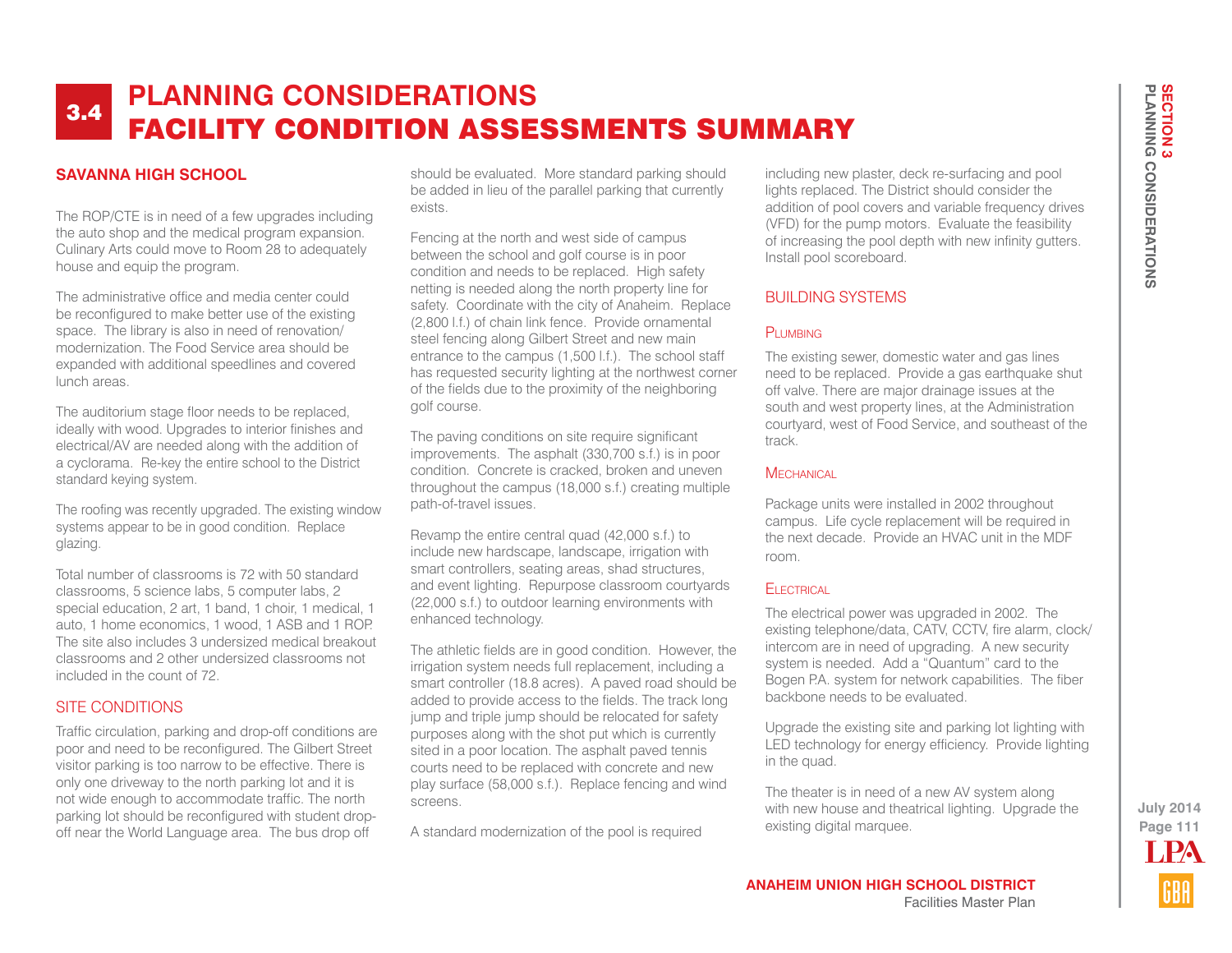# 3.4 PLANNING CONSIDERATIONS
# FACILITY CONDITION ASSESSMENTS SUMMARY

## SAVANNA HIGH SCHOOL

The ROP/CTE is in need of a few upgrades including the auto shop and the medical program expansion. Culinary Arts could move to Room 28 to adequately house and equip the program.

The administrative office and media center could be reconfigured to make better use of the existing space. The library is also in need of renovation/ modernization. The Food Service area should be expanded with additional speedlines and covered lunch areas.

The auditorium stage floor needs to be replaced, ideally with wood. Upgrades to interior finishes and electrical/AV are needed along with the addition of a cyclorama. Re-key the entire school to the District standard keying system.

The roofing was recently upgraded. The existing window systems appear to be in good condition. Replace glazing.

Total number of classrooms is 72 with 50 standard classrooms, 5 science labs, 5 computer labs, 2 special education, 2 art, 1 band, 1 choir, 1 medical, 1 auto, 1 home economics, 1 wood, 1 ASB and 1 ROP. The site also includes 3 undersized medical breakout classrooms and 2 other undersized classrooms not included in the count of 72.

### SITE CONDITIONS

Traffic circulation, parking and drop-off conditions are poor and need to be reconfigured. The Gilbert Street visitor parking is too narrow to be effective. There is only one driveway to the north parking lot and it is not wide enough to accommodate traffic. The north parking lot should be reconfigured with student drop-off near the World Language area. The bus drop off should be evaluated. More standard parking should be added in lieu of the parallel parking that currently exists.

Fencing at the north and west side of campus between the school and golf course is in poor condition and needs to be replaced. High safety netting is needed along the north property line for safety. Coordinate with the city of Anaheim. Replace (2,800 l.f.) of chain link fence. Provide ornamental steel fencing along Gilbert Street and new main entrance to the campus (1,500 l.f.). The school staff has requested security lighting at the northwest corner of the fields due to the proximity of the neighboring golf course.

The paving conditions on site require significant improvements. The asphalt (330,700 s.f.) is in poor condition. Concrete is cracked, broken and uneven throughout the campus (18,000 s.f.) creating multiple path-of-travel issues.

Revamp the entire central quad (42,000 s.f.) to include new hardscape, landscape, irrigation with smart controllers, seating areas, shad structures, and event lighting. Repurpose classroom courtyards (22,000 s.f.) to outdoor learning environments with enhanced technology.

The athletic fields are in good condition. However, the irrigation system needs full replacement, including a smart controller (18.8 acres). A paved road should be added to provide access to the fields. The track long jump and triple jump should be relocated for safety purposes along with the shot put which is currently sited in a poor location. The asphalt paved tennis courts need to be replaced with concrete and new play surface (58,000 s.f.). Replace fencing and wind screens.

A standard modernization of the pool is required including new plaster, deck re-surfacing and pool lights replaced. The District should consider the addition of pool covers and variable frequency drives (VFD) for the pump motors. Evaluate the feasibility of increasing the pool depth with new infinity gutters. Install pool scoreboard.

### BUILDING SYSTEMS

#### Plumbing

The existing sewer, domestic water and gas lines need to be replaced. Provide a gas earthquake shut off valve. There are major drainage issues at the south and west property lines, at the Administration courtyard, west of Food Service, and southeast of the track.

#### Mechanical

Package units were installed in 2002 throughout campus. Life cycle replacement will be required in the next decade. Provide an HVAC unit in the MDF room.

#### Electrical

The electrical power was upgraded in 2002. The existing telephone/data, CATV, CCTV, fire alarm, clock/ intercom are in need of upgrading. A new security system is needed. Add a "Quantum" card to the Bogen P.A. system for network capabilities. The fiber backbone needs to be evaluated.

Upgrade the existing site and parking lot lighting with LED technology for energy efficiency. Provide lighting in the quad.

The theater is in need of a new AV system along with new house and theatrical lighting. Upgrade the existing digital marquee.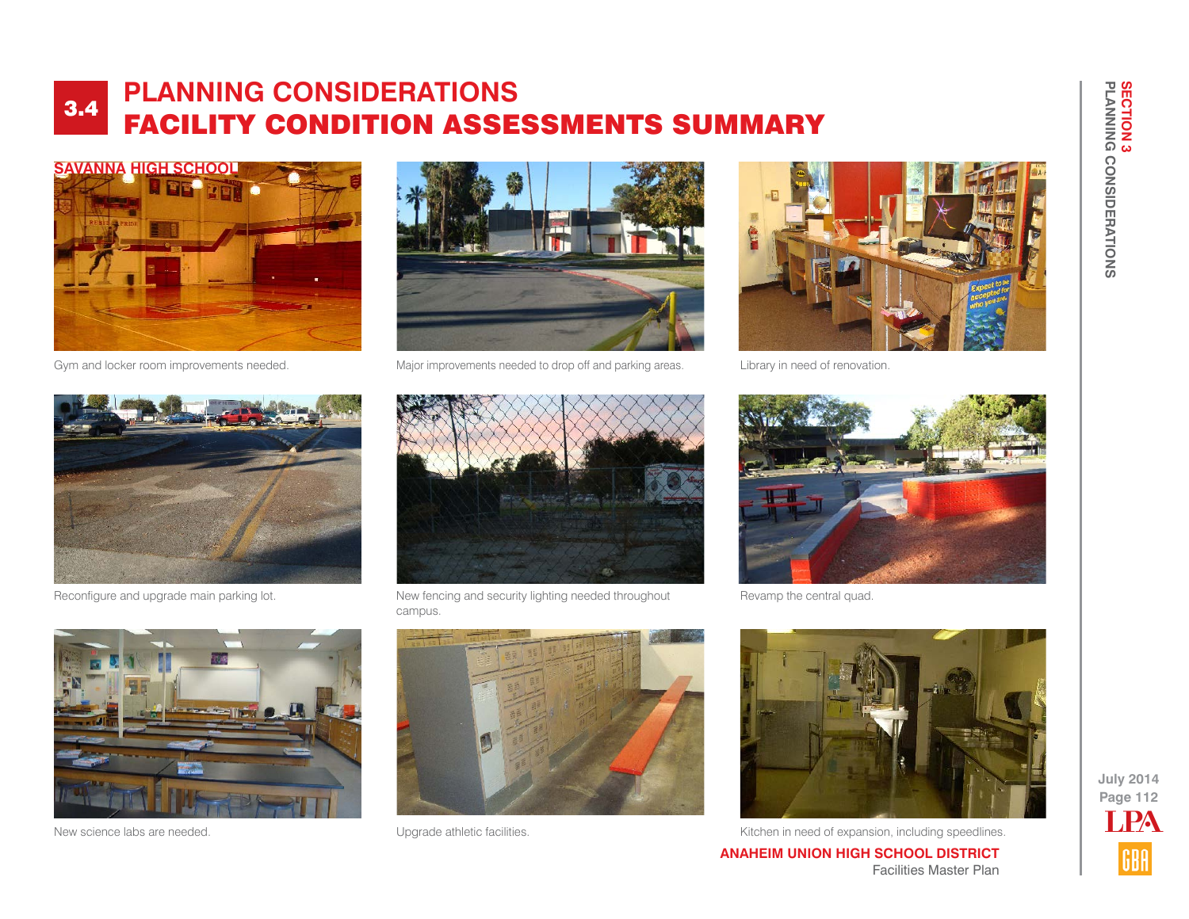# 3.4 PLANNING CONSIDERATIONS
## FACILITY CONDITION ASSESSMENTS SUMMARY

### SAVANNA HIGH SCHOOL

Gym and locker room improvements needed.

Major improvements needed to drop off and parking areas.

Library in need of renovation.

Reconfigure and upgrade main parking lot.

New fencing and security lighting needed throughout campus.

Revamp the central quad.

New science labs are needed.

Upgrade athletic facilities.

Kitchen in need of expansion, including speedlines.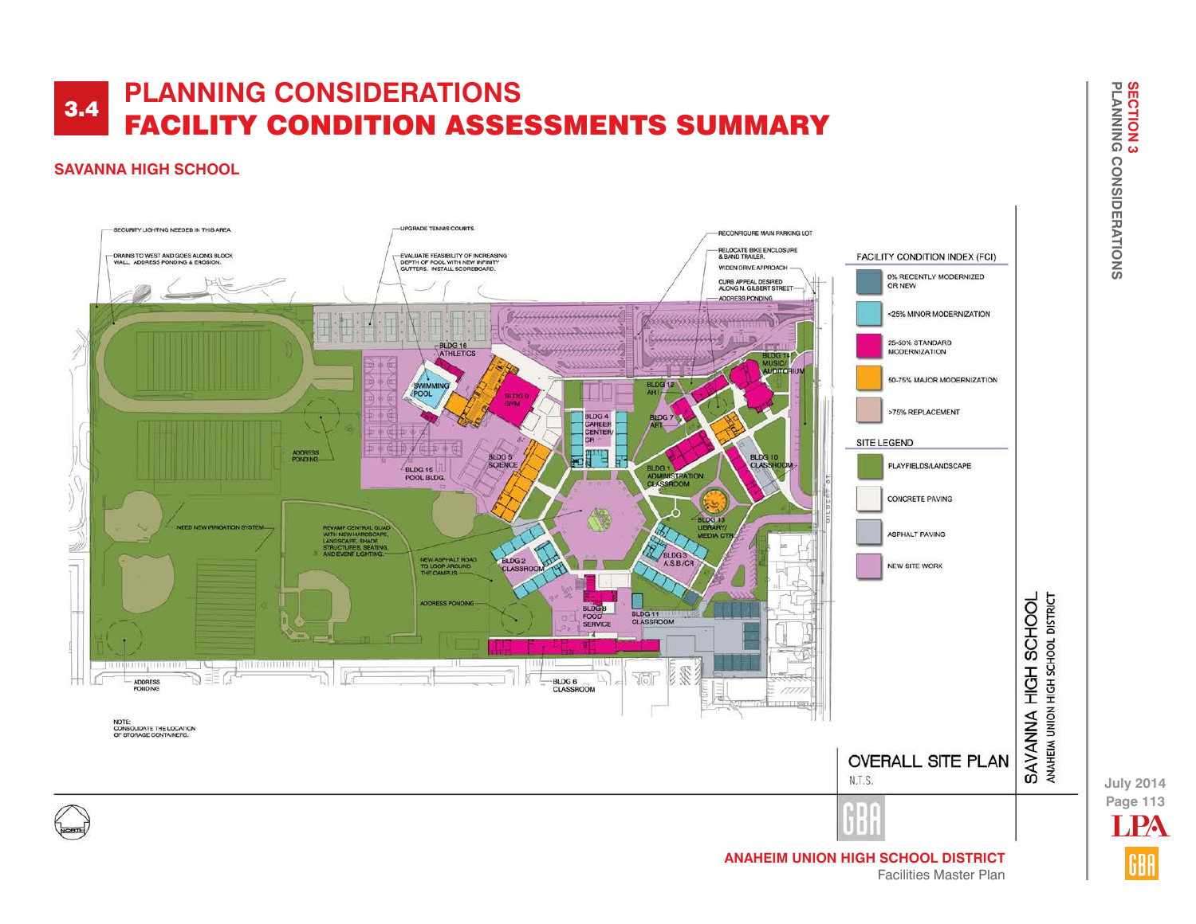# 3.4 PLANNING CONSIDERATIONS
# FACILITY CONDITION ASSESSMENTS SUMMARY

## SAVANNA HIGH SCHOOL

SECURITY LIGHTING NEEDED IN THIS AREA.

DRAINS TO WEST AND GOES ALONG BLOCK WALL. ADDRESS PONDING & EROSION.

UPGRADE TENNIS COURTS.

EVALUATE FEASIBILITY OF INCREASING DEPTH OF POOL WITH NEW INFINITY GUTTERS. INSTALL SCOREBOARD.

RECONFIGURE MAIN PARKING LOT

RELOCATE BIKE ENCLOSURE & BAND TRAILER.

WIDEN DRIVE APPROACH

CURB APPEAL DESIRED ALONG N. GILBERT STREET

ADDRESS PONDING

BLDG 16 ATHLETICS

SWIMMING POOL

BLDG 9 GYM

BLDG 4 CAREER CENTER/ CR

BLDG 12 ART

BLDG 14 MUSIC/ AUDITORIUM

BLDG 7 ART

ADDRESS PONDING

BLDG 5 SCIENCE

BLDG 15 POOL BLDG.

BLDG 1 ADMINISTRATION CLASSROOM

BLDG 10 CLASSROOM

BLDG 13 LIBRARY/ MEDIA CTR.

NEED NEW IRRIGATION SYSTEM

REVAMP CENTRAL QUAD WITH NEW HARDSCAPE, LANDSCAPE, SHADE STRUCTURES, SEATING, AND EVENT LIGHTING.

NEW ASPHALT ROAD TO LOOP AROUND THE CAMPUS

BLDG 2 CLASSROOM

BLDG 3 A.S.B./CR

ADDRESS PONDING

BLDG 8 FOOD SERVICE

BLDG 11 CLASSROOM

ADDRESS PONDING

BLDG 6 CLASSROOM

GILBERT ST.

NOTE: CONSOLIDATE THE LOCATION OF STORAGE CONTAINERS.

**FACILITY CONDITION INDEX (FCI)**

- 0% RECENTLY MODERNIZED OR NEW
- <25% MINOR MODERNIZATION
- 25-50% STANDARD MODERNIZATION
- 50-75% MAJOR MODERNIZATION
- >75% REPLACEMENT

**SITE LEGEND**

- PLAYFIELDS/LANDSCAPE
- CONCRETE PAVING
- ASPHALT PAVING
- NEW SITE WORK

SAVANNA HIGH SCHOOL
ANAHEIM UNION HIGH SCHOOL DISTRICT

OVERALL SITE PLAN
N.T.S.

GBA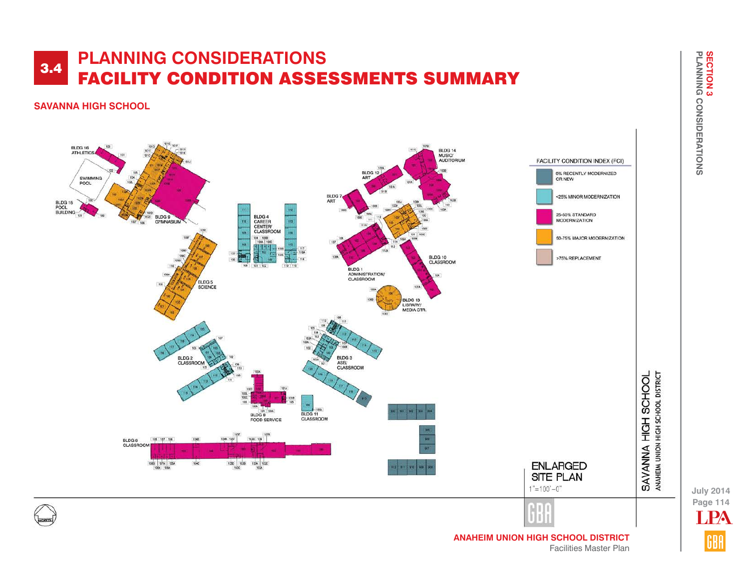# 3.4 PLANNING CONSIDERATIONS
# FACILITY CONDITION ASSESSMENTS SUMMARY

## SAVANNA HIGH SCHOOL

BLDG 16 ATHLETICS

SWIMMING POOL

BLDG 15 POOL BUILDING

BLDG 9 GYMNASIUM

BLDG 4 CAREER CENTER/ CLASSROOM

BLDG 5 SCIENCE

BLDG 12 ART

BLDG 14 MUSIC/ AUDITORIUM

BLDG 7 ART

BLDG 1 ADMINISTRATION/ CLASSROOM

BLDG 10 CLASSROOM

BLDG 13 LIBRARY/ MEDIA CTR.

BLDG 2 CLASSROOM

BLDG 3 ASB/ CLASSROOM

BLDG 8 FOOD SERVICE

BLDG 11 CLASSROOM

BLDG 6 CLASSROOM

FACILITY CONDITION INDEX (FCI)

- 0% RECENTLY MODERNIZED OR NEW
- <25% MINOR MODERNIZATION
- 25-50% STANDARD MODERNIZATION
- 50-75% MAJOR MODERNIZATION
- >75% REPLACEMENT

ENLARGED SITE PLAN
1"=100'-0"

SAVANNA HIGH SCHOOL
ANAHEIM UNION HIGH SCHOOL DISTRICT

NORTH